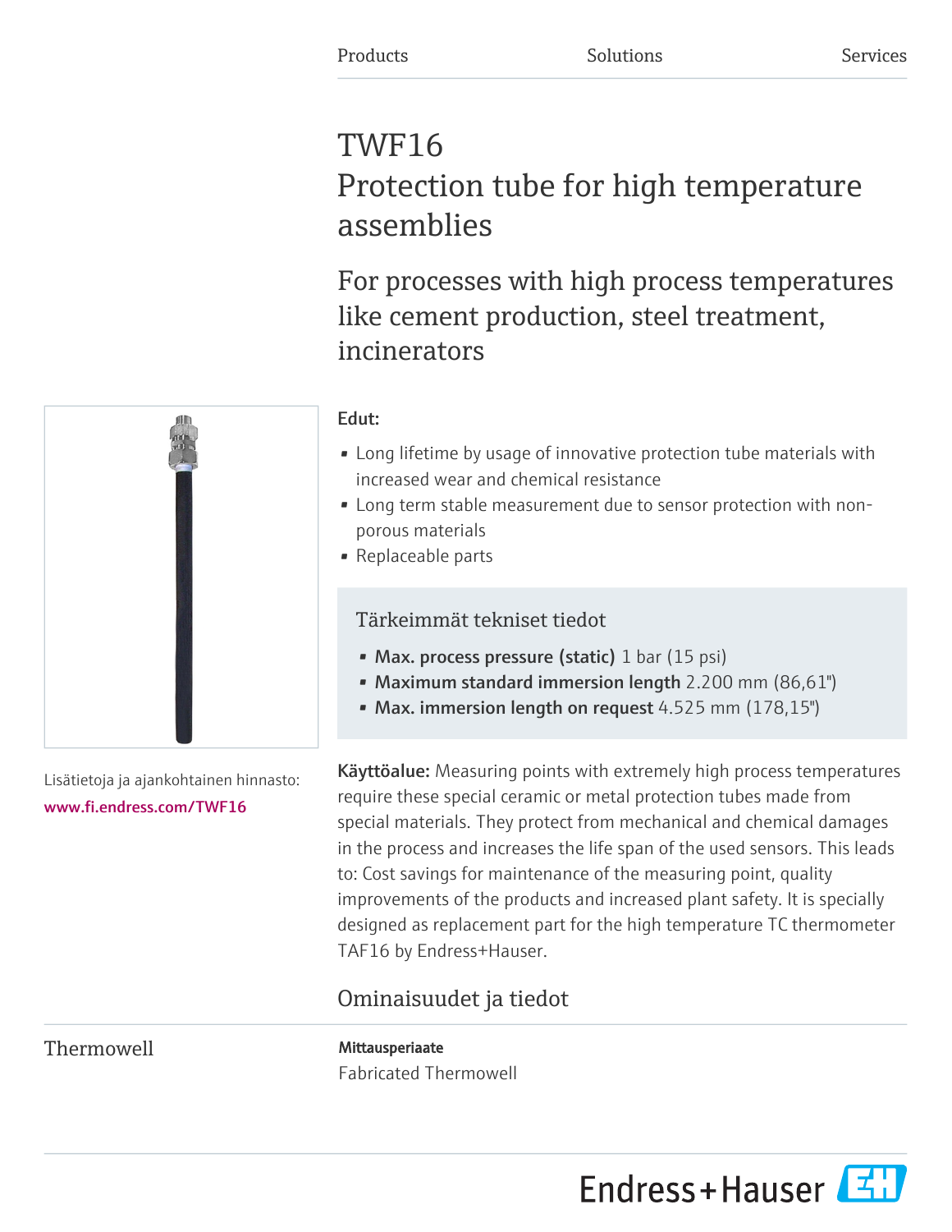Products Solutions Services

# TWF16
Protection tube for high temperature assemblies

## For processes with high process temperatures like cement production, steel treatment, incinerators

**Edut:**

- Long lifetime by usage of innovative protection tube materials with increased wear and chemical resistance
- Long term stable measurement due to sensor protection with non-porous materials
- Replaceable parts

### Tärkeimmät tekniset tiedot

- **Max. process pressure (static)** 1 bar (15 psi)
- **Maximum standard immersion length** 2.200 mm (86,61")
- **Max. immersion length on request** 4.525 mm (178,15")

Lisätietoja ja ajankohtainen hinnasto:
www.fi.endress.com/TWF16

**Käyttöalue:** Measuring points with extremely high process temperatures require these special ceramic or metal protection tubes made from special materials. They protect from mechanical and chemical damages in the process and increases the life span of the used sensors. This leads to: Cost savings for maintenance of the measuring point, quality improvements of the products and increased plant safety. It is specially designed as replacement part for the high temperature TC thermometer TAF16 by Endress+Hauser.

## Ominaisuudet ja tiedot

### Thermowell

**Mittausperiaate**
Fabricated Thermowell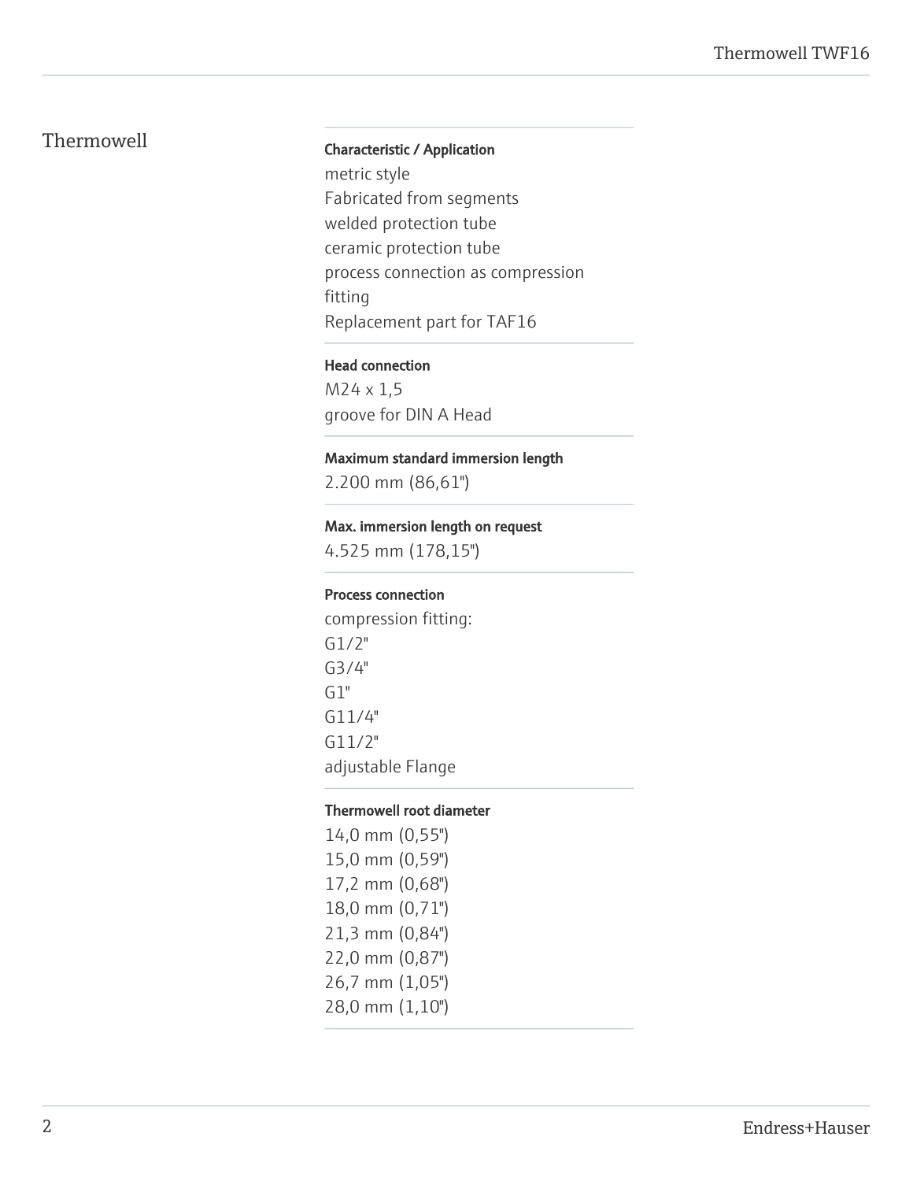## Thermowell

**Characteristic / Application**

metric style
Fabricated from segments
welded protection tube
ceramic protection tube
process connection as compression fitting
Replacement part for TAF16

**Head connection**

M24 x 1,5
groove for DIN A Head

**Maximum standard immersion length**

2.200 mm (86,61")

**Max. immersion length on request**

4.525 mm (178,15")

**Process connection**

compression fitting:
G1/2"
G3/4"
G1"
G11/4"
G11/2"
adjustable Flange

**Thermowell root diameter**

14,0 mm (0,55")
15,0 mm (0,59")
17,2 mm (0,68")
18,0 mm (0,71")
21,3 mm (0,84")
22,0 mm (0,87")
26,7 mm (1,05")
28,0 mm (1,10")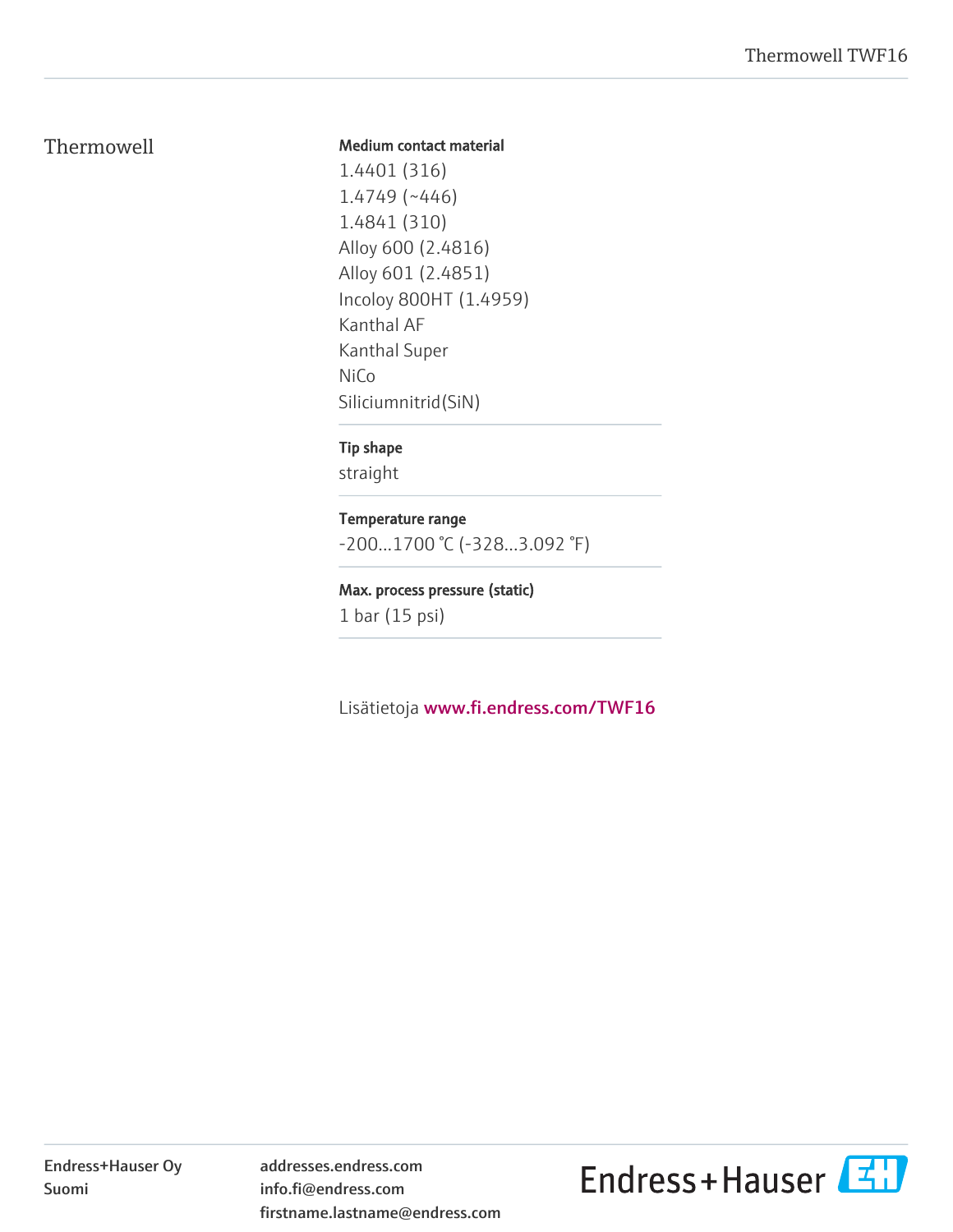## Thermowell

**Medium contact material**

1.4401 (316)
1.4749 (~446)
1.4841 (310)
Alloy 600 (2.4816)
Alloy 601 (2.4851)
Incoloy 800HT (1.4959)
Kanthal AF
Kanthal Super
NiCo
Siliciumnitrid(SiN)

**Tip shape**

straight

**Temperature range**

-200...1700 °C (-328...3.092 °F)

**Max. process pressure (static)**

1 bar (15 psi)

Lisätietoja **www.fi.endress.com/TWF16**

Endress+Hauser Oy
Suomi

addresses.endress.com
info.fi@endress.com
firstname.lastname@endress.com

Endress+Hauser